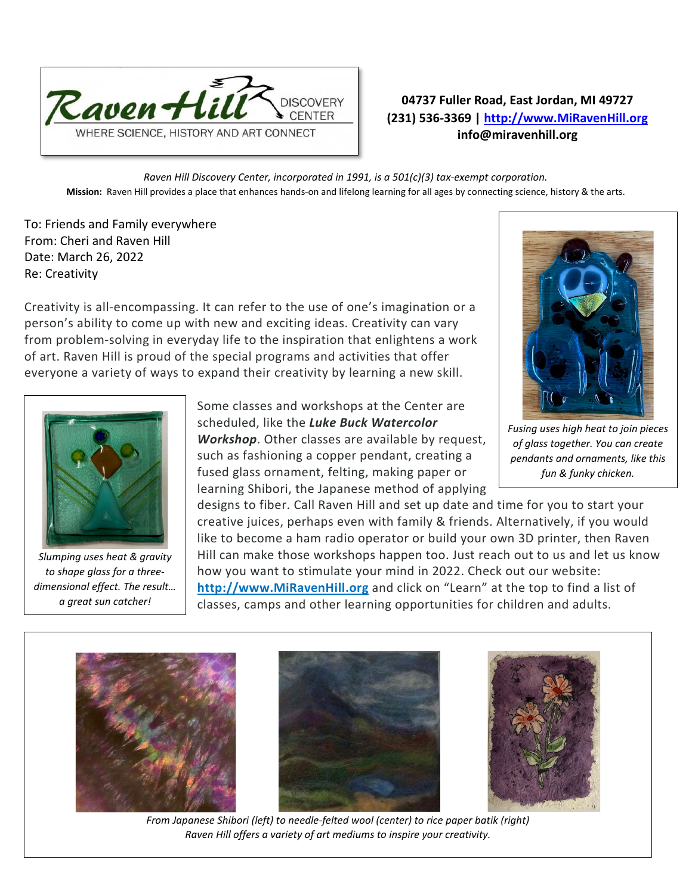**Raven Hill DISCOVERY CENTER**
WHERE SCIENCE, HISTORY AND ART CONNECT

**04737 Fuller Road, East Jordan, MI 49727**
**(231) 536-3369 | [http://www.MiRavenHill.org](http://www.MiRavenHill.org)**
**info@miravenhill.org**

*Raven Hill Discovery Center, incorporated in 1991, is a 501(c)(3) tax-exempt corporation.*

**Mission:** Raven Hill provides a place that enhances hands-on and lifelong learning for all ages by connecting science, history & the arts.

To: Friends and Family everywhere
From: Cheri and Raven Hill
Date: March 26, 2022
Re: Creativity

Creativity is all-encompassing. It can refer to the use of one's imagination or a person's ability to come up with new and exciting ideas. Creativity can vary from problem-solving in everyday life to the inspiration that enlightens a work of art. Raven Hill is proud of the special programs and activities that offer everyone a variety of ways to expand their creativity by learning a new skill.

*Fusing uses high heat to join pieces of glass together. You can create pendants and ornaments, like this fun & funky chicken.*

*Slumping uses heat & gravity to shape glass for a three-dimensional effect. The result… a great sun catcher!*

Some classes and workshops at the Center are scheduled, like the ***Luke Buck Watercolor Workshop***. Other classes are available by request, such as fashioning a copper pendant, creating a fused glass ornament, felting, making paper or learning Shibori, the Japanese method of applying designs to fiber. Call Raven Hill and set up date and time for you to start your creative juices, perhaps even with family & friends. Alternatively, if you would like to become a ham radio operator or build your own 3D printer, then Raven Hill can make those workshops happen too. Just reach out to us and let us know how you want to stimulate your mind in 2022. Check out our website: **[http://www.MiRavenHill.org](http://www.MiRavenHill.org)** and click on "Learn" at the top to find a list of classes, camps and other learning opportunities for children and adults.

*From Japanese Shibori (left) to needle-felted wool (center) to rice paper batik (right)*
*Raven Hill offers a variety of art mediums to inspire your creativity.*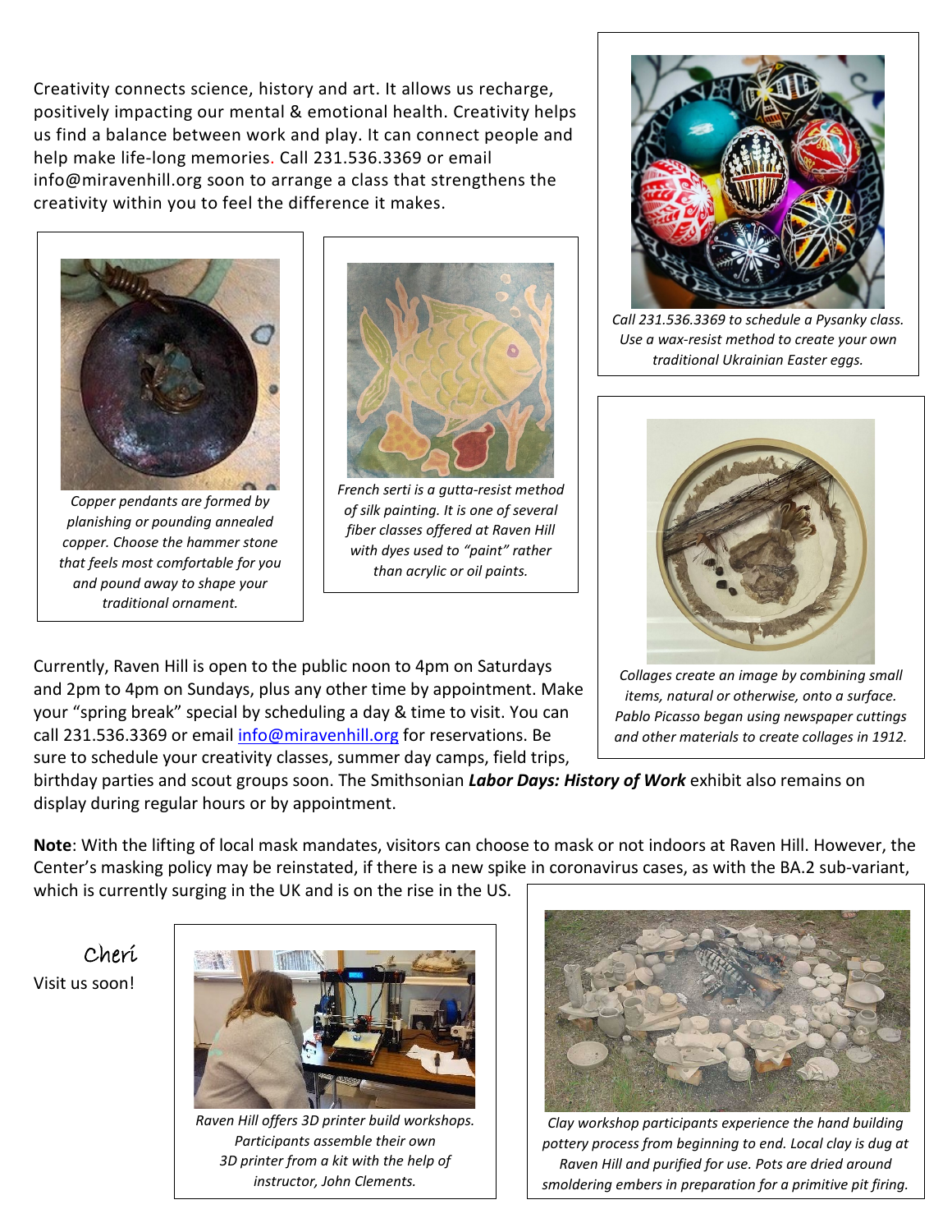Creativity connects science, history and art. It allows us recharge, positively impacting our mental & emotional health. Creativity helps us find a balance between work and play. It can connect people and help make life-long memories. Call 231.536.3369 or email info@miravenhill.org soon to arrange a class that strengthens the creativity within you to feel the difference it makes.

*Copper pendants are formed by planishing or pounding annealed copper. Choose the hammer stone that feels most comfortable for you and pound away to shape your traditional ornament.*

*French serti is a gutta-resist method of silk painting. It is one of several fiber classes offered at Raven Hill with dyes used to "paint" rather than acrylic or oil paints.*

*Call 231.536.3369 to schedule a Pysanky class. Use a wax-resist method to create your own traditional Ukrainian Easter eggs.*

*Collages create an image by combining small items, natural or otherwise, onto a surface. Pablo Picasso began using newspaper cuttings and other materials to create collages in 1912.*

Currently, Raven Hill is open to the public noon to 4pm on Saturdays and 2pm to 4pm on Sundays, plus any other time by appointment. Make your "spring break" special by scheduling a day & time to visit. You can call 231.536.3369 or email info@miravenhill.org for reservations. Be sure to schedule your creativity classes, summer day camps, field trips, birthday parties and scout groups soon. The Smithsonian ***Labor Days: History of Work*** exhibit also remains on display during regular hours or by appointment.

**Note**: With the lifting of local mask mandates, visitors can choose to mask or not indoors at Raven Hill. However, the Center's masking policy may be reinstated, if there is a new spike in coronavirus cases, as with the BA.2 sub-variant, which is currently surging in the UK and is on the rise in the US.

Cheri

Visit us soon!

*Raven Hill offers 3D printer build workshops. Participants assemble their own 3D printer from a kit with the help of instructor, John Clements.*

*Clay workshop participants experience the hand building pottery process from beginning to end. Local clay is dug at Raven Hill and purified for use. Pots are dried around smoldering embers in preparation for a primitive pit firing.*